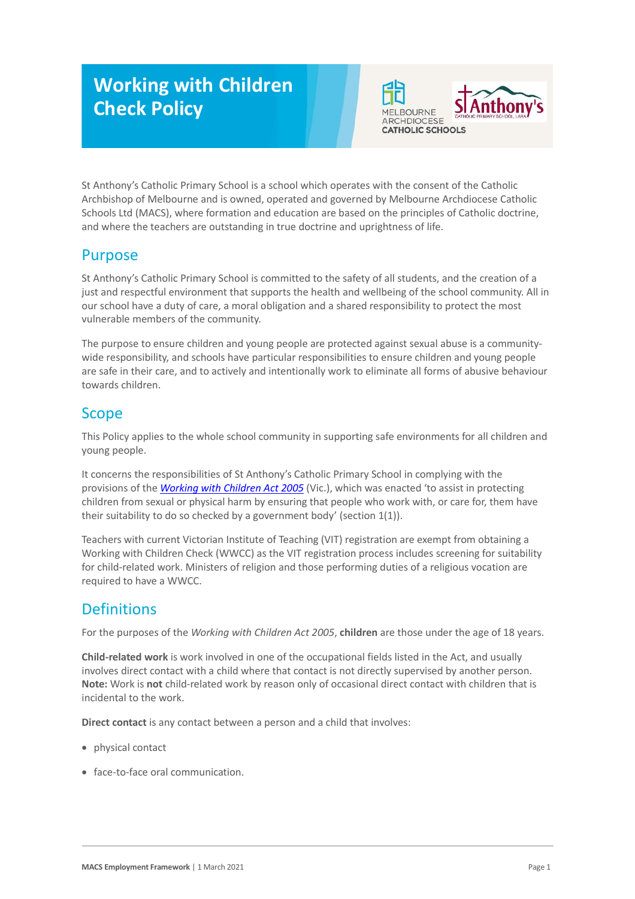# Working with Children Check Policy

St Anthony's Catholic Primary School is a school which operates with the consent of the Catholic Archbishop of Melbourne and is owned, operated and governed by Melbourne Archdiocese Catholic Schools Ltd (MACS), where formation and education are based on the principles of Catholic doctrine, and where the teachers are outstanding in true doctrine and uprightness of life.

## Purpose

St Anthony's Catholic Primary School is committed to the safety of all students, and the creation of a just and respectful environment that supports the health and wellbeing of the school community. All in our school have a duty of care, a moral obligation and a shared responsibility to protect the most vulnerable members of the community.

The purpose to ensure children and young people are protected against sexual abuse is a community-wide responsibility, and schools have particular responsibilities to ensure children and young people are safe in their care, and to actively and intentionally work to eliminate all forms of abusive behaviour towards children.

## Scope

This Policy applies to the whole school community in supporting safe environments for all children and young people.

It concerns the responsibilities of St Anthony's Catholic Primary School in complying with the provisions of the *Working with Children Act 2005* (Vic.), which was enacted 'to assist in protecting children from sexual or physical harm by ensuring that people who work with, or care for, them have their suitability to do so checked by a government body' (section 1(1)).

Teachers with current Victorian Institute of Teaching (VIT) registration are exempt from obtaining a Working with Children Check (WWCC) as the VIT registration process includes screening for suitability for child-related work. Ministers of religion and those performing duties of a religious vocation are required to have a WWCC.

## Definitions

For the purposes of the *Working with Children Act 2005*, **children** are those under the age of 18 years.

**Child-related work** is work involved in one of the occupational fields listed in the Act, and usually involves direct contact with a child where that contact is not directly supervised by another person. **Note:** Work is **not** child-related work by reason only of occasional direct contact with children that is incidental to the work.

**Direct contact** is any contact between a person and a child that involves:

- physical contact
- face-to-face oral communication.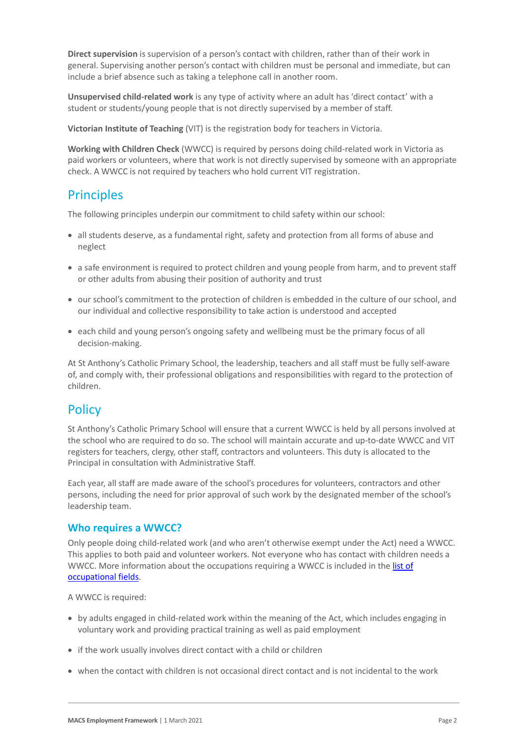**Direct supervision** is supervision of a person's contact with children, rather than of their work in general. Supervising another person's contact with children must be personal and immediate, but can include a brief absence such as taking a telephone call in another room.

**Unsupervised child-related work** is any type of activity where an adult has 'direct contact' with a student or students/young people that is not directly supervised by a member of staff.

**Victorian Institute of Teaching** (VIT) is the registration body for teachers in Victoria.

**Working with Children Check** (WWCC) is required by persons doing child-related work in Victoria as paid workers or volunteers, where that work is not directly supervised by someone with an appropriate check. A WWCC is not required by teachers who hold current VIT registration.

## Principles

The following principles underpin our commitment to child safety within our school:

- all students deserve, as a fundamental right, safety and protection from all forms of abuse and neglect
- a safe environment is required to protect children and young people from harm, and to prevent staff or other adults from abusing their position of authority and trust
- our school's commitment to the protection of children is embedded in the culture of our school, and our individual and collective responsibility to take action is understood and accepted
- each child and young person's ongoing safety and wellbeing must be the primary focus of all decision-making.

At St Anthony's Catholic Primary School, the leadership, teachers and all staff must be fully self-aware of, and comply with, their professional obligations and responsibilities with regard to the protection of children.

## Policy

St Anthony's Catholic Primary School will ensure that a current WWCC is held by all persons involved at the school who are required to do so. The school will maintain accurate and up-to-date WWCC and VIT registers for teachers, clergy, other staff, contractors and volunteers. This duty is allocated to the Principal in consultation with Administrative Staff.

Each year, all staff are made aware of the school's procedures for volunteers, contractors and other persons, including the need for prior approval of such work by the designated member of the school's leadership team.

### Who requires a WWCC?

Only people doing child-related work (and who aren't otherwise exempt under the Act) need a WWCC. This applies to both paid and volunteer workers. Not everyone who has contact with children needs a WWCC. More information about the occupations requiring a WWCC is included in the [list of occupational fields](list of occupational fields).

A WWCC is required:

- by adults engaged in child-related work within the meaning of the Act, which includes engaging in voluntary work and providing practical training as well as paid employment
- if the work usually involves direct contact with a child or children
- when the contact with children is not occasional direct contact and is not incidental to the work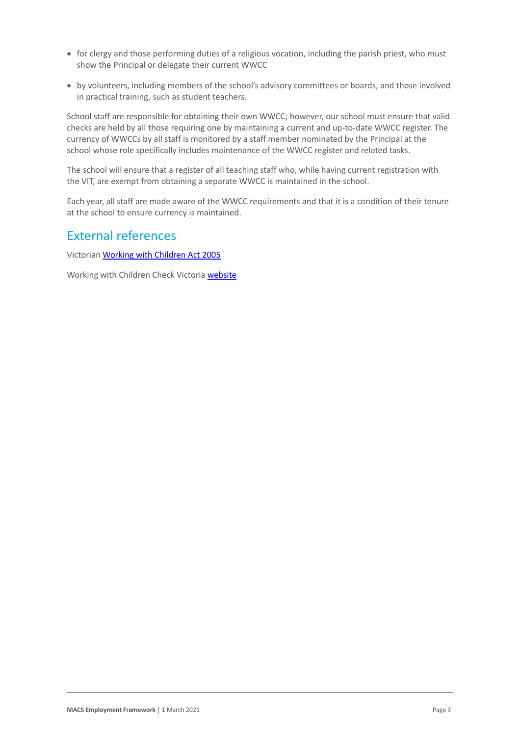- for clergy and those performing duties of a religious vocation, including the parish priest, who must show the Principal or delegate their current WWCC
- by volunteers, including members of the school's advisory committees or boards, and those involved in practical training, such as student teachers.

School staff are responsible for obtaining their own WWCC; however, our school must ensure that valid checks are held by all those requiring one by maintaining a current and up-to-date WWCC register. The currency of WWCCs by all staff is monitored by a staff member nominated by the Principal at the school whose role specifically includes maintenance of the WWCC register and related tasks.

The school will ensure that a register of all teaching staff who, while having current registration with the VIT, are exempt from obtaining a separate WWCC is maintained in the school.

Each year, all staff are made aware of the WWCC requirements and that it is a condition of their tenure at the school to ensure currency is maintained.

## External references

Victorian Working with Children Act 2005

Working with Children Check Victoria website